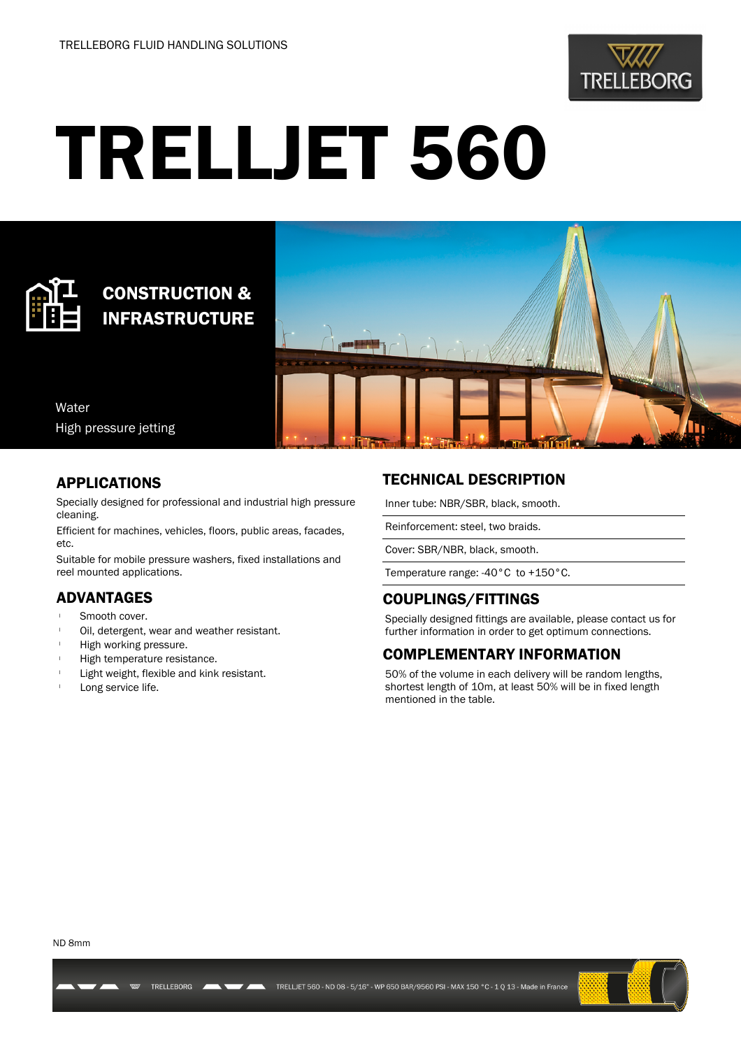TRELLEBORG FLUID HANDLING SOLUTIONS

# TRELLJET 560

## CONSTRUCTION & INFRASTRUCTURE

Water

High pressure jetting

## APPLICATIONS

Specially designed for professional and industrial high pressure cleaning.

Efficient for machines, vehicles, floors, public areas, facades, etc.

Suitable for mobile pressure washers, fixed installations and reel mounted applications.

## ADVANTAGES

- Smooth cover.
- Oil, detergent, wear and weather resistant.
- High working pressure.
- High temperature resistance.
- Light weight, flexible and kink resistant.
- Long service life.

## TECHNICAL DESCRIPTION

Inner tube: NBR/SBR, black, smooth.

Reinforcement: steel, two braids.

Cover: SBR/NBR, black, smooth.

Temperature range: -40°C to +150°C.

## COUPLINGS/FITTINGS

Specially designed fittings are available, please contact us for further information in order to get optimum connections.

## COMPLEMENTARY INFORMATION

50% of the volume in each delivery will be random lengths, shortest length of 10m, at least 50% will be in fixed length mentioned in the table.

ND 8mm

TRELLEBORG TRELLJET 560 - ND 08 - 5/16" - WP 650 BAR/9560 PSI - MAX 150 °C - 1 Q 13 - Made in France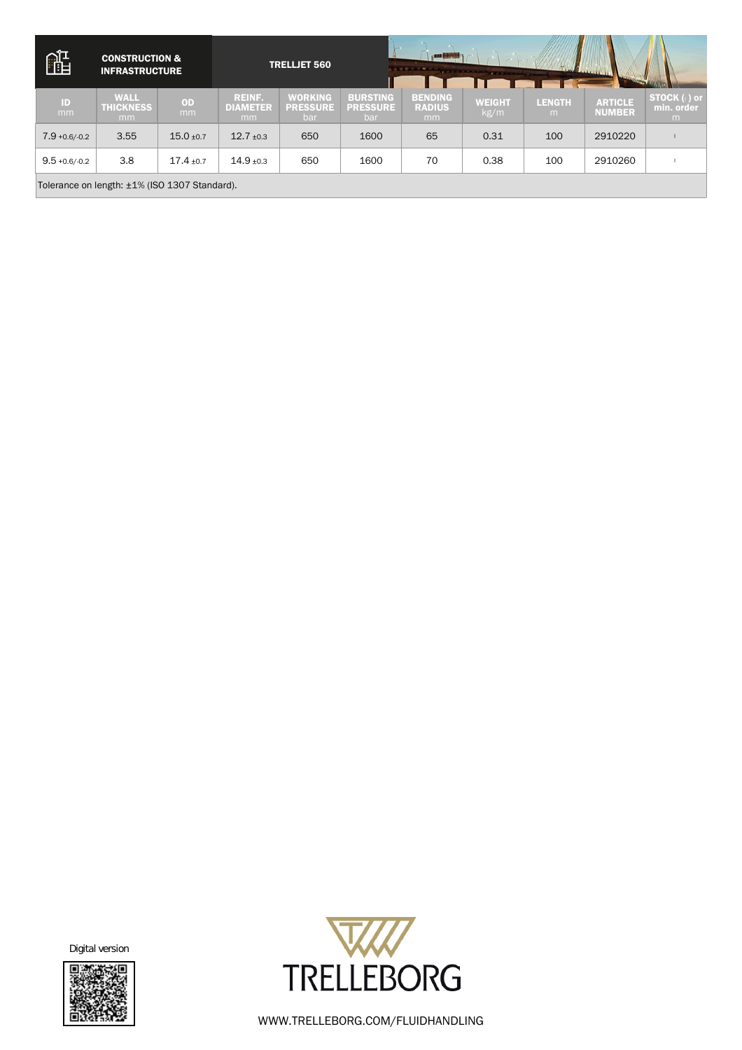**CONSTRUCTION & INFRASTRUCTURE**

**TRELLJET 560**

| ID mm | WALL THICKNESS mm | OD mm | REINF. DIAMETER mm | WORKING PRESSURE bar | BURSTING PRESSURE bar | BENDING RADIUS mm | WEIGHT kg/m | LENGTH m | ARTICLE NUMBER | STOCK ( ) or min. order m |
|---|---|---|---|---|---|---|---|---|---|---|
| 7.9 +0.6/-0.2 | 3.55 | 15.0 ±0.7 | 12.7 ±0.3 | 650 | 1600 | 65 | 0.31 | 100 | 2910220 | ı |
| 9.5 +0.6/-0.2 | 3.8 | 17.4 ±0.7 | 14.9 ±0.3 | 650 | 1600 | 70 | 0.38 | 100 | 2910260 | ı |

Tolerance on length: ±1% (ISO 1307 Standard).

Digital version

TRELLEBORG

WWW.TRELLEBORG.COM/FLUIDHANDLING